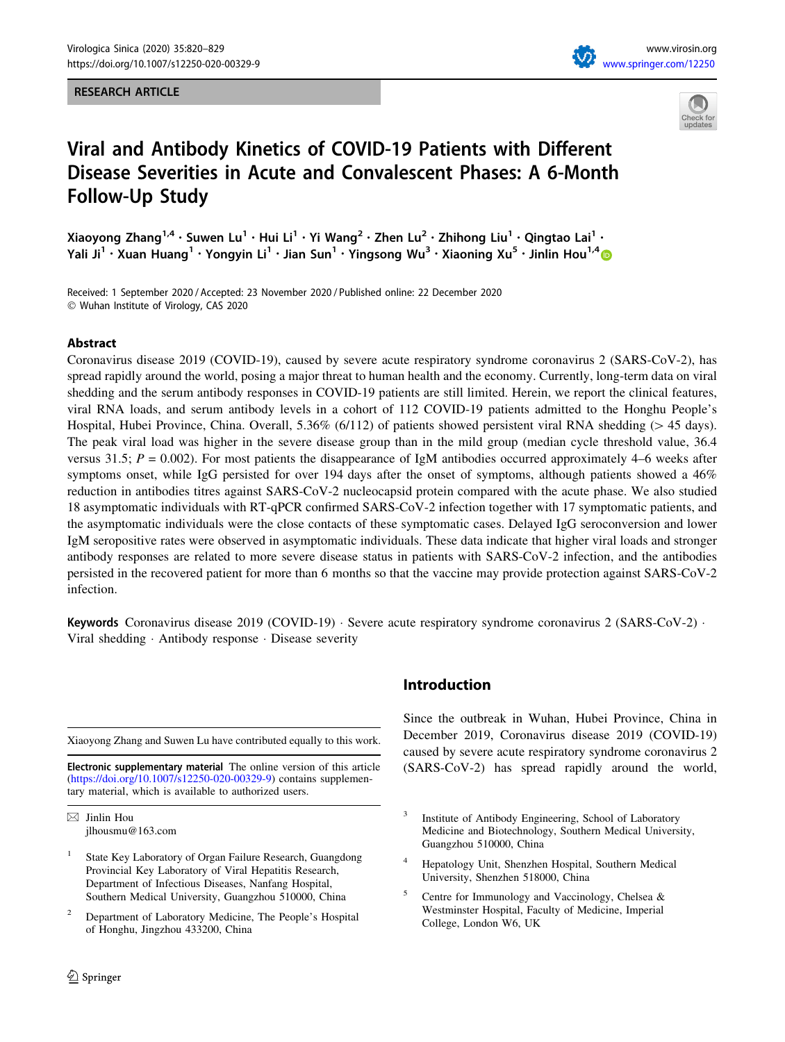RESEARCH ARTICLE

# Viral and Antibody Kinetics of COVID-19 Patients with Different Disease Severities in Acute and Convalescent Phases: A 6-Month Follow-Up Study

Xiaoyong Zhang[1,4] · Suwen Lu[1] · Hui Li[1] · Yi Wang[2] · Zhen Lu[2] · Zhihong Liu[1] · Qingtao Lai[1] · Yali Ji[1] · Xuan Huang[1] · Yongyin Li[1] · Jian Sun[1] · Yingsong Wu[3] · Xiaoning Xu[5] · Jinlin Hou[1,4]

Received: 1 September 2020 / Accepted: 23 November 2020 / Published online: 22 December 2020
© Wuhan Institute of Virology, CAS 2020

## Abstract

Coronavirus disease 2019 (COVID-19), caused by severe acute respiratory syndrome coronavirus 2 (SARS-CoV-2), has spread rapidly around the world, posing a major threat to human health and the economy. Currently, long-term data on viral shedding and the serum antibody responses in COVID-19 patients are still limited. Herein, we report the clinical features, viral RNA loads, and serum antibody levels in a cohort of 112 COVID-19 patients admitted to the Honghu People's Hospital, Hubei Province, China. Overall, 5.36% (6/112) of patients showed persistent viral RNA shedding (> 45 days). The peak viral load was higher in the severe disease group than in the mild group (median cycle threshold value, 36.4 versus 31.5; $P = 0.002$). For most patients the disappearance of IgM antibodies occurred approximately 4–6 weeks after symptoms onset, while IgG persisted for over 194 days after the onset of symptoms, although patients showed a 46% reduction in antibodies titres against SARS-CoV-2 nucleocapsid protein compared with the acute phase. We also studied 18 asymptomatic individuals with RT-qPCR confirmed SARS-CoV-2 infection together with 17 symptomatic patients, and the asymptomatic individuals were the close contacts of these symptomatic cases. Delayed IgG seroconversion and lower IgM seropositive rates were observed in asymptomatic individuals. These data indicate that higher viral loads and stronger antibody responses are related to more severe disease status in patients with SARS-CoV-2 infection, and the antibodies persisted in the recovered patient for more than 6 months so that the vaccine may provide protection against SARS-CoV-2 infection.

**Keywords** Coronavirus disease 2019 (COVID-19) · Severe acute respiratory syndrome coronavirus 2 (SARS-CoV-2) · Viral shedding · Antibody response · Disease severity

Xiaoyong Zhang and Suwen Lu have contributed equally to this work.

**Electronic supplementary material** The online version of this article (https://doi.org/10.1007/s12250-020-00329-9) contains supplementary material, which is available to authorized users.

✉ Jinlin Hou
jlhousmu@163.com

[1] State Key Laboratory of Organ Failure Research, Guangdong Provincial Key Laboratory of Viral Hepatitis Research, Department of Infectious Diseases, Nanfang Hospital, Southern Medical University, Guangzhou 510000, China

[2] Department of Laboratory Medicine, The People's Hospital of Honghu, Jingzhou 433200, China

[3] Institute of Antibody Engineering, School of Laboratory Medicine and Biotechnology, Southern Medical University, Guangzhou 510000, China

[4] Hepatology Unit, Shenzhen Hospital, Southern Medical University, Shenzhen 518000, China

[5] Centre for Immunology and Vaccinology, Chelsea & Westminster Hospital, Faculty of Medicine, Imperial College, London W6, UK

## Introduction

Since the outbreak in Wuhan, Hubei Province, China in December 2019, Coronavirus disease 2019 (COVID-19) caused by severe acute respiratory syndrome coronavirus 2 (SARS-CoV-2) has spread rapidly around the world,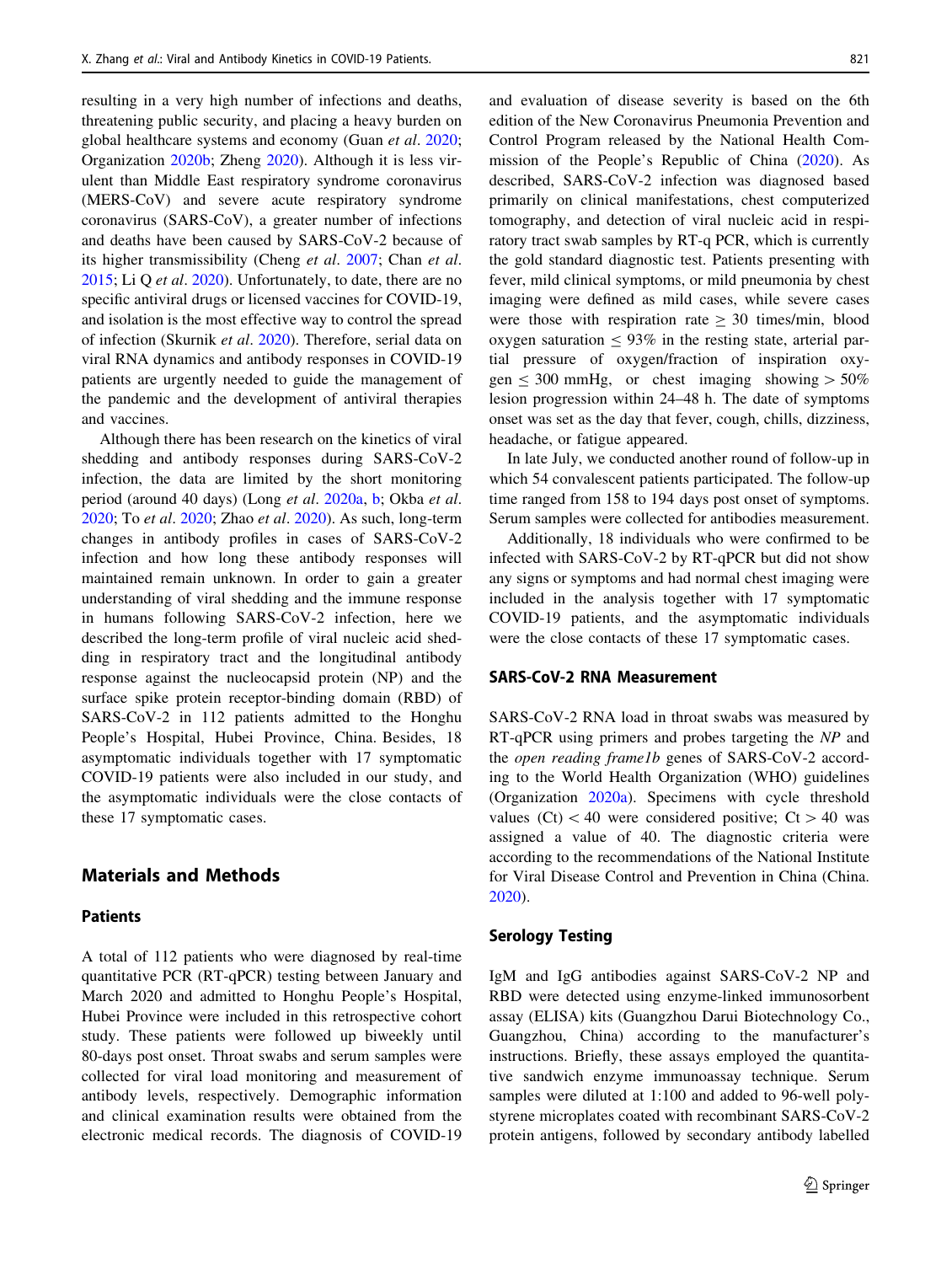resulting in a very high number of infections and deaths, threatening public security, and placing a heavy burden on global healthcare systems and economy (Guan *et al*. 2020; Organization 2020b; Zheng 2020). Although it is less virulent than Middle East respiratory syndrome coronavirus (MERS-CoV) and severe acute respiratory syndrome coronavirus (SARS-CoV), a greater number of infections and deaths have been caused by SARS-CoV-2 because of its higher transmissibility (Cheng *et al*. 2007; Chan *et al*. 2015; Li Q *et al*. 2020). Unfortunately, to date, there are no specific antiviral drugs or licensed vaccines for COVID-19, and isolation is the most effective way to control the spread of infection (Skurnik *et al*. 2020). Therefore, serial data on viral RNA dynamics and antibody responses in COVID-19 patients are urgently needed to guide the management of the pandemic and the development of antiviral therapies and vaccines.

Although there has been research on the kinetics of viral shedding and antibody responses during SARS-CoV-2 infection, the data are limited by the short monitoring period (around 40 days) (Long *et al*. 2020a, b; Okba *et al*. 2020; To *et al*. 2020; Zhao *et al*. 2020). As such, long-term changes in antibody profiles in cases of SARS-CoV-2 infection and how long these antibody responses will maintained remain unknown. In order to gain a greater understanding of viral shedding and the immune response in humans following SARS-CoV-2 infection, here we described the long-term profile of viral nucleic acid shedding in respiratory tract and the longitudinal antibody response against the nucleocapsid protein (NP) and the surface spike protein receptor-binding domain (RBD) of SARS-CoV-2 in 112 patients admitted to the Honghu People's Hospital, Hubei Province, China. Besides, 18 asymptomatic individuals together with 17 symptomatic COVID-19 patients were also included in our study, and the asymptomatic individuals were the close contacts of these 17 symptomatic cases.

## Materials and Methods

### Patients

A total of 112 patients who were diagnosed by real-time quantitative PCR (RT-qPCR) testing between January and March 2020 and admitted to Honghu People's Hospital, Hubei Province were included in this retrospective cohort study. These patients were followed up biweekly until 80-days post onset. Throat swabs and serum samples were collected for viral load monitoring and measurement of antibody levels, respectively. Demographic information and clinical examination results were obtained from the electronic medical records. The diagnosis of COVID-19 and evaluation of disease severity is based on the 6th edition of the New Coronavirus Pneumonia Prevention and Control Program released by the National Health Commission of the People's Republic of China (2020). As described, SARS-CoV-2 infection was diagnosed based primarily on clinical manifestations, chest computerized tomography, and detection of viral nucleic acid in respiratory tract swab samples by RT-q PCR, which is currently the gold standard diagnostic test. Patients presenting with fever, mild clinical symptoms, or mild pneumonia by chest imaging were defined as mild cases, while severe cases were those with respiration rate $\geq$ 30 times/min, blood oxygen saturation $\leq$ 93% in the resting state, arterial partial pressure of oxygen/fraction of inspiration oxygen $\leq$ 300 mmHg, or chest imaging showing > 50% lesion progression within 24–48 h. The date of symptoms onset was set as the day that fever, cough, chills, dizziness, headache, or fatigue appeared.

In late July, we conducted another round of follow-up in which 54 convalescent patients participated. The follow-up time ranged from 158 to 194 days post onset of symptoms. Serum samples were collected for antibodies measurement.

Additionally, 18 individuals who were confirmed to be infected with SARS-CoV-2 by RT-qPCR but did not show any signs or symptoms and had normal chest imaging were included in the analysis together with 17 symptomatic COVID-19 patients, and the asymptomatic individuals were the close contacts of these 17 symptomatic cases.

### SARS-CoV-2 RNA Measurement

SARS-CoV-2 RNA load in throat swabs was measured by RT-qPCR using primers and probes targeting the *NP* and the *open reading frame1b* genes of SARS-CoV-2 according to the World Health Organization (WHO) guidelines (Organization 2020a). Specimens with cycle threshold values (Ct) < 40 were considered positive; Ct > 40 was assigned a value of 40. The diagnostic criteria were according to the recommendations of the National Institute for Viral Disease Control and Prevention in China (China. 2020).

### Serology Testing

IgM and IgG antibodies against SARS-CoV-2 NP and RBD were detected using enzyme-linked immunosorbent assay (ELISA) kits (Guangzhou Darui Biotechnology Co., Guangzhou, China) according to the manufacturer's instructions. Briefly, these assays employed the quantitative sandwich enzyme immunoassay technique. Serum samples were diluted at 1:100 and added to 96-well polystyrene microplates coated with recombinant SARS-CoV-2 protein antigens, followed by secondary antibody labelled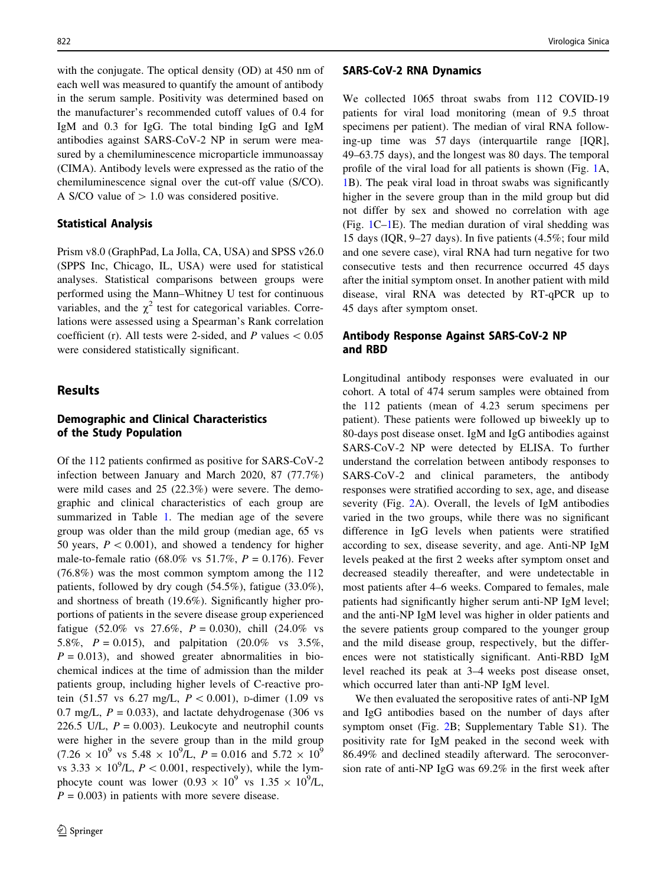with the conjugate. The optical density (OD) at 450 nm of each well was measured to quantify the amount of antibody in the serum sample. Positivity was determined based on the manufacturer's recommended cutoff values of 0.4 for IgM and 0.3 for IgG. The total binding IgG and IgM antibodies against SARS-CoV-2 NP in serum were measured by a chemiluminescence microparticle immunoassay (CIMA). Antibody levels were expressed as the ratio of the chemiluminescence signal over the cut-off value (S/CO). A S/CO value of $> 1.0$ was considered positive.

### Statistical Analysis

Prism v8.0 (GraphPad, La Jolla, CA, USA) and SPSS v26.0 (SPPS Inc, Chicago, IL, USA) were used for statistical analyses. Statistical comparisons between groups were performed using the Mann–Whitney U test for continuous variables, and the $\chi^2$ test for categorical variables. Correlations were assessed using a Spearman's Rank correlation coefficient (r). All tests were 2-sided, and $P$ values $< 0.05$ were considered statistically significant.

## Results

### Demographic and Clinical Characteristics of the Study Population

Of the 112 patients confirmed as positive for SARS-CoV-2 infection between January and March 2020, 87 (77.7%) were mild cases and 25 (22.3%) were severe. The demographic and clinical characteristics of each group are summarized in Table 1. The median age of the severe group was older than the mild group (median age, 65 vs 50 years, $P < 0.001$), and showed a tendency for higher male-to-female ratio (68.0% vs 51.7%, $P = 0.176$). Fever (76.8%) was the most common symptom among the 112 patients, followed by dry cough (54.5%), fatigue (33.0%), and shortness of breath (19.6%). Significantly higher proportions of patients in the severe disease group experienced fatigue (52.0% vs 27.6%, $P = 0.030$), chill (24.0% vs 5.8%, $P = 0.015$), and palpitation (20.0% vs 3.5%, $P = 0.013$), and showed greater abnormalities in biochemical indices at the time of admission than the milder patients group, including higher levels of C-reactive protein (51.57 vs 6.27 mg/L, $P < 0.001$), D-dimer (1.09 vs 0.7 mg/L, $P = 0.033$), and lactate dehydrogenase (306 vs 226.5 U/L, $P = 0.003$). Leukocyte and neutrophil counts were higher in the severe group than in the mild group ($7.26 \times 10^9$ vs $5.48 \times 10^9$/L, $P = 0.016$ and $5.72 \times 10^9$ vs $3.33 \times 10^9$/L, $P < 0.001$, respectively), while the lymphocyte count was lower ($0.93 \times 10^9$ vs $1.35 \times 10^9$/L, $P = 0.003$) in patients with more severe disease.

### SARS-CoV-2 RNA Dynamics

We collected 1065 throat swabs from 112 COVID-19 patients for viral load monitoring (mean of 9.5 throat specimens per patient). The median of viral RNA following-up time was 57 days (interquartile range [IQR], 49–63.75 days), and the longest was 80 days. The temporal profile of the viral load for all patients is shown (Fig. 1A, 1B). The peak viral load in throat swabs was significantly higher in the severe group than in the mild group but did not differ by sex and showed no correlation with age (Fig. 1C–1E). The median duration of viral shedding was 15 days (IQR, 9–27 days). In five patients (4.5%; four mild and one severe case), viral RNA had turn negative for two consecutive tests and then recurrence occurred 45 days after the initial symptom onset. In another patient with mild disease, viral RNA was detected by RT-qPCR up to 45 days after symptom onset.

### Antibody Response Against SARS-CoV-2 NP and RBD

Longitudinal antibody responses were evaluated in our cohort. A total of 474 serum samples were obtained from the 112 patients (mean of 4.23 serum specimens per patient). These patients were followed up biweekly up to 80-days post disease onset. IgM and IgG antibodies against SARS-CoV-2 NP were detected by ELISA. To further understand the correlation between antibody responses to SARS-CoV-2 and clinical parameters, the antibody responses were stratified according to sex, age, and disease severity (Fig. 2A). Overall, the levels of IgM antibodies varied in the two groups, while there was no significant difference in IgG levels when patients were stratified according to sex, disease severity, and age. Anti-NP IgM levels peaked at the first 2 weeks after symptom onset and decreased steadily thereafter, and were undetectable in most patients after 4–6 weeks. Compared to females, male patients had significantly higher serum anti-NP IgM level; and the anti-NP IgM level was higher in older patients and the severe patients group compared to the younger group and the mild disease group, respectively, but the differences were not statistically significant. Anti-RBD IgM level reached its peak at 3–4 weeks post disease onset, which occurred later than anti-NP IgM level.

We then evaluated the seropositive rates of anti-NP IgM and IgG antibodies based on the number of days after symptom onset (Fig. 2B; Supplementary Table S1). The positivity rate for IgM peaked in the second week with 86.49% and declined steadily afterward. The seroconversion rate of anti-NP IgG was 69.2% in the first week after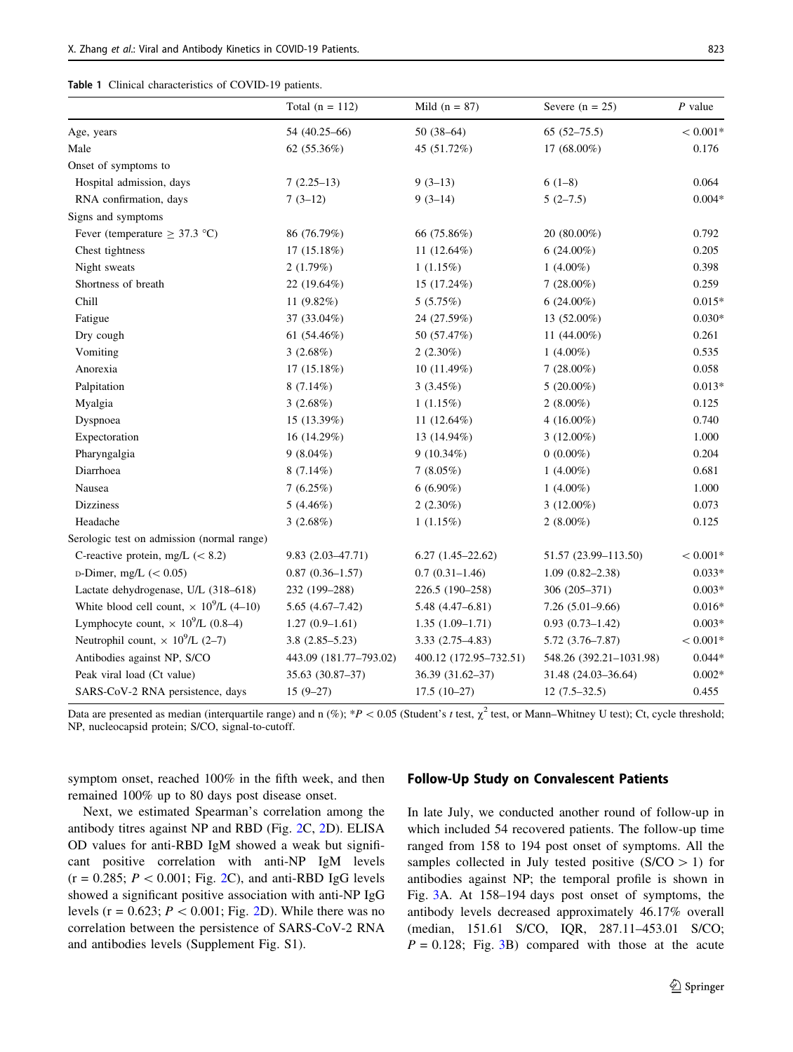**Table 1** Clinical characteristics of COVID-19 patients.

| | Total (n = 112) | Mild (n = 87) | Severe (n = 25) | *P* value |
|---|---|---|---|---|
| Age, years | 54 (40.25–66) | 50 (38–64) | 65 (52–75.5) | < 0.001* |
| Male | 62 (55.36%) | 45 (51.72%) | 17 (68.00%) | 0.176 |
| Onset of symptoms to | | | | |
| Hospital admission, days | 7 (2.25–13) | 9 (3–13) | 6 (1–8) | 0.064 |
| RNA confirmation, days | 7 (3–12) | 9 (3–14) | 5 (2–7.5) | 0.004* |
| Signs and symptoms | | | | |
| Fever (temperature ≥ 37.3 °C) | 86 (76.79%) | 66 (75.86%) | 20 (80.00%) | 0.792 |
| Chest tightness | 17 (15.18%) | 11 (12.64%) | 6 (24.00%) | 0.205 |
| Night sweats | 2 (1.79%) | 1 (1.15%) | 1 (4.00%) | 0.398 |
| Shortness of breath | 22 (19.64%) | 15 (17.24%) | 7 (28.00%) | 0.259 |
| Chill | 11 (9.82%) | 5 (5.75%) | 6 (24.00%) | 0.015* |
| Fatigue | 37 (33.04%) | 24 (27.59%) | 13 (52.00%) | 0.030* |
| Dry cough | 61 (54.46%) | 50 (57.47%) | 11 (44.00%) | 0.261 |
| Vomiting | 3 (2.68%) | 2 (2.30%) | 1 (4.00%) | 0.535 |
| Anorexia | 17 (15.18%) | 10 (11.49%) | 7 (28.00%) | 0.058 |
| Palpitation | 8 (7.14%) | 3 (3.45%) | 5 (20.00%) | 0.013* |
| Myalgia | 3 (2.68%) | 1 (1.15%) | 2 (8.00%) | 0.125 |
| Dyspnoea | 15 (13.39%) | 11 (12.64%) | 4 (16.00%) | 0.740 |
| Expectoration | 16 (14.29%) | 13 (14.94%) | 3 (12.00%) | 1.000 |
| Pharyngalgia | 9 (8.04%) | 9 (10.34%) | 0 (0.00%) | 0.204 |
| Diarrhoea | 8 (7.14%) | 7 (8.05%) | 1 (4.00%) | 0.681 |
| Nausea | 7 (6.25%) | 6 (6.90%) | 1 (4.00%) | 1.000 |
| Dizziness | 5 (4.46%) | 2 (2.30%) | 3 (12.00%) | 0.073 |
| Headache | 3 (2.68%) | 1 (1.15%) | 2 (8.00%) | 0.125 |
| Serologic test on admission (normal range) | | | | |
| C-reactive protein, mg/L (< 8.2) | 9.83 (2.03–47.71) | 6.27 (1.45–22.62) | 51.57 (23.99–113.50) | < 0.001* |
| D-Dimer, mg/L (< 0.05) | 0.87 (0.36–1.57) | 0.7 (0.31–1.46) | 1.09 (0.82–2.38) | 0.033* |
| Lactate dehydrogenase, U/L (318–618) | 232 (199–288) | 226.5 (190–258) | 306 (205–371) | 0.003* |
| White blood cell count, $\times 10^9$/L (4–10) | 5.65 (4.67–7.42) | 5.48 (4.47–6.81) | 7.26 (5.01–9.66) | 0.016* |
| Lymphocyte count, $\times 10^9$/L (0.8–4) | 1.27 (0.9–1.61) | 1.35 (1.09–1.71) | 0.93 (0.73–1.42) | 0.003* |
| Neutrophil count, $\times 10^9$/L (2–7) | 3.8 (2.85–5.23) | 3.33 (2.75–4.83) | 5.72 (3.76–7.87) | < 0.001* |
| Antibodies against NP, S/CO | 443.09 (181.77–793.02) | 400.12 (172.95–732.51) | 548.26 (392.21–1031.98) | 0.044* |
| Peak viral load (Ct value) | 35.63 (30.87–37) | 36.39 (31.62–37) | 31.48 (24.03–36.64) | 0.002* |
| SARS-CoV-2 RNA persistence, days | 15 (9–27) | 17.5 (10–27) | 12 (7.5–32.5) | 0.455 |

Data are presented as median (interquartile range) and n (%); *$P < 0.05$ (Student's *t* test, $\chi^2$ test, or Mann–Whitney U test); Ct, cycle threshold; NP, nucleocapsid protein; S/CO, signal-to-cutoff.

symptom onset, reached 100% in the fifth week, and then remained 100% up to 80 days post disease onset.

Next, we estimated Spearman's correlation among the antibody titres against NP and RBD (Fig. 2C, 2D). ELISA OD values for anti-RBD IgM showed a weak but significant positive correlation with anti-NP IgM levels ($r = 0.285$; $P < 0.001$; Fig. 2C), and anti-RBD IgG levels showed a significant positive association with anti-NP IgG levels ($r = 0.623$; $P < 0.001$; Fig. 2D). While there was no correlation between the persistence of SARS-CoV-2 RNA and antibodies levels (Supplement Fig. S1).

## Follow-Up Study on Convalescent Patients

In late July, we conducted another round of follow-up in which included 54 recovered patients. The follow-up time ranged from 158 to 194 post onset of symptoms. All the samples collected in July tested positive (S/CO > 1) for antibodies against NP; the temporal profile is shown in Fig. 3A. At 158–194 days post onset of symptoms, the antibody levels decreased approximately 46.17% overall (median, 151.61 S/CO, IQR, 287.11–453.01 S/CO; $P = 0.128$; Fig. 3B) compared with those at the acute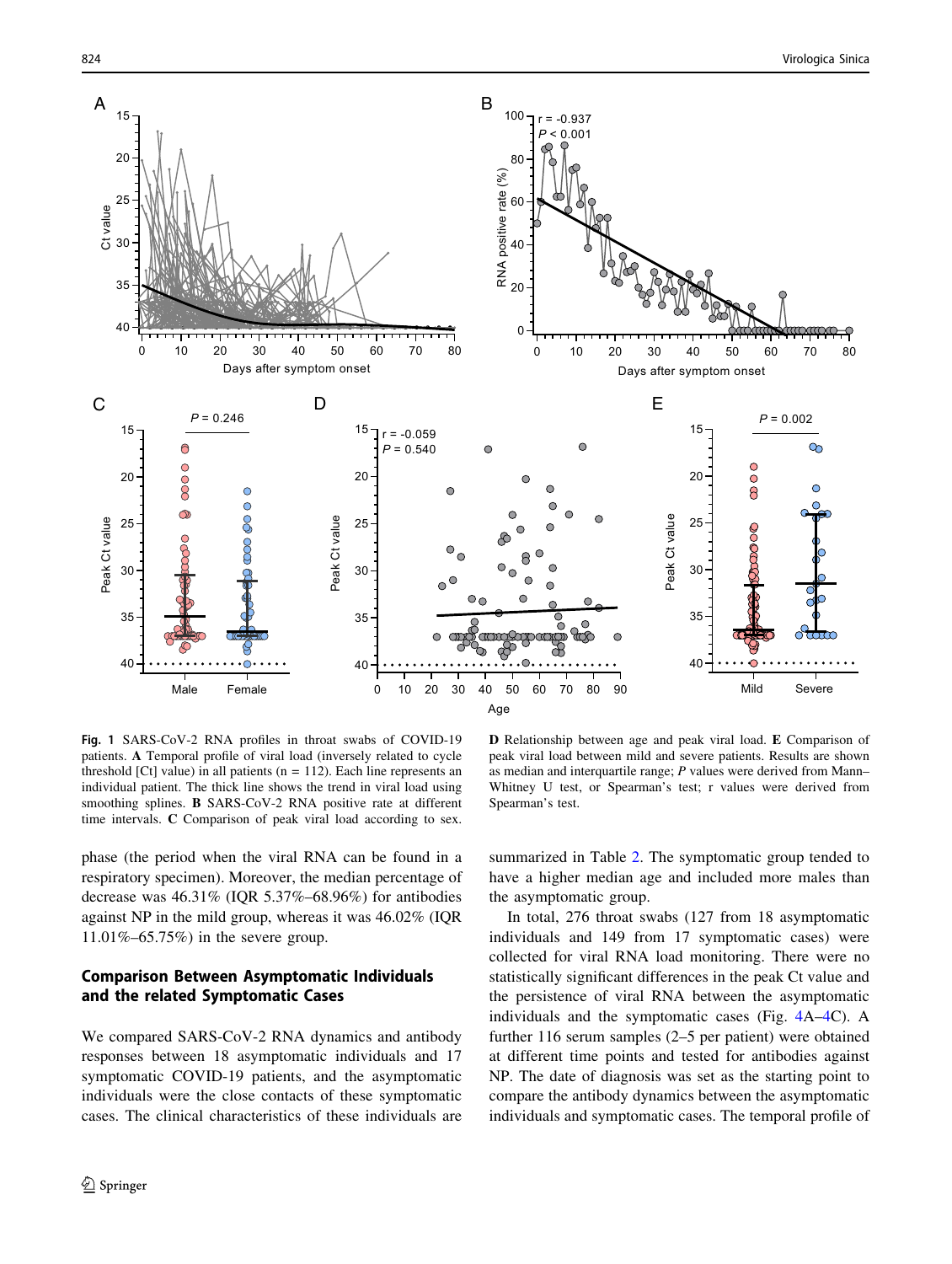**Fig. 1** SARS-CoV-2 RNA profiles in throat swabs of COVID-19 patients. **A** Temporal profile of viral load (inversely related to cycle threshold [Ct] value) in all patients (n = 112). Each line represents an individual patient. The thick line shows the trend in viral load using smoothing splines. **B** SARS-CoV-2 RNA positive rate at different time intervals. **C** Comparison of peak viral load according to sex. **D** Relationship between age and peak viral load. **E** Comparison of peak viral load between mild and severe patients. Results are shown as median and interquartile range; *P* values were derived from Mann–Whitney U test, or Spearman's test; r values were derived from Spearman's test.

phase (the period when the viral RNA can be found in a respiratory specimen). Moreover, the median percentage of decrease was 46.31% (IQR 5.37%–68.96%) for antibodies against NP in the mild group, whereas it was 46.02% (IQR 11.01%–65.75%) in the severe group.

## Comparison Between Asymptomatic Individuals and the related Symptomatic Cases

We compared SARS-CoV-2 RNA dynamics and antibody responses between 18 asymptomatic individuals and 17 symptomatic COVID-19 patients, and the asymptomatic individuals were the close contacts of these symptomatic cases. The clinical characteristics of these individuals are summarized in Table 2. The symptomatic group tended to have a higher median age and included more males than the asymptomatic group.

In total, 276 throat swabs (127 from 18 asymptomatic individuals and 149 from 17 symptomatic cases) were collected for viral RNA load monitoring. There were no statistically significant differences in the peak Ct value and the persistence of viral RNA between the asymptomatic individuals and the symptomatic cases (Fig. 4A–4C). A further 116 serum samples (2–5 per patient) were obtained at different time points and tested for antibodies against NP. The date of diagnosis was set as the starting point to compare the antibody dynamics between the asymptomatic individuals and symptomatic cases. The temporal profile of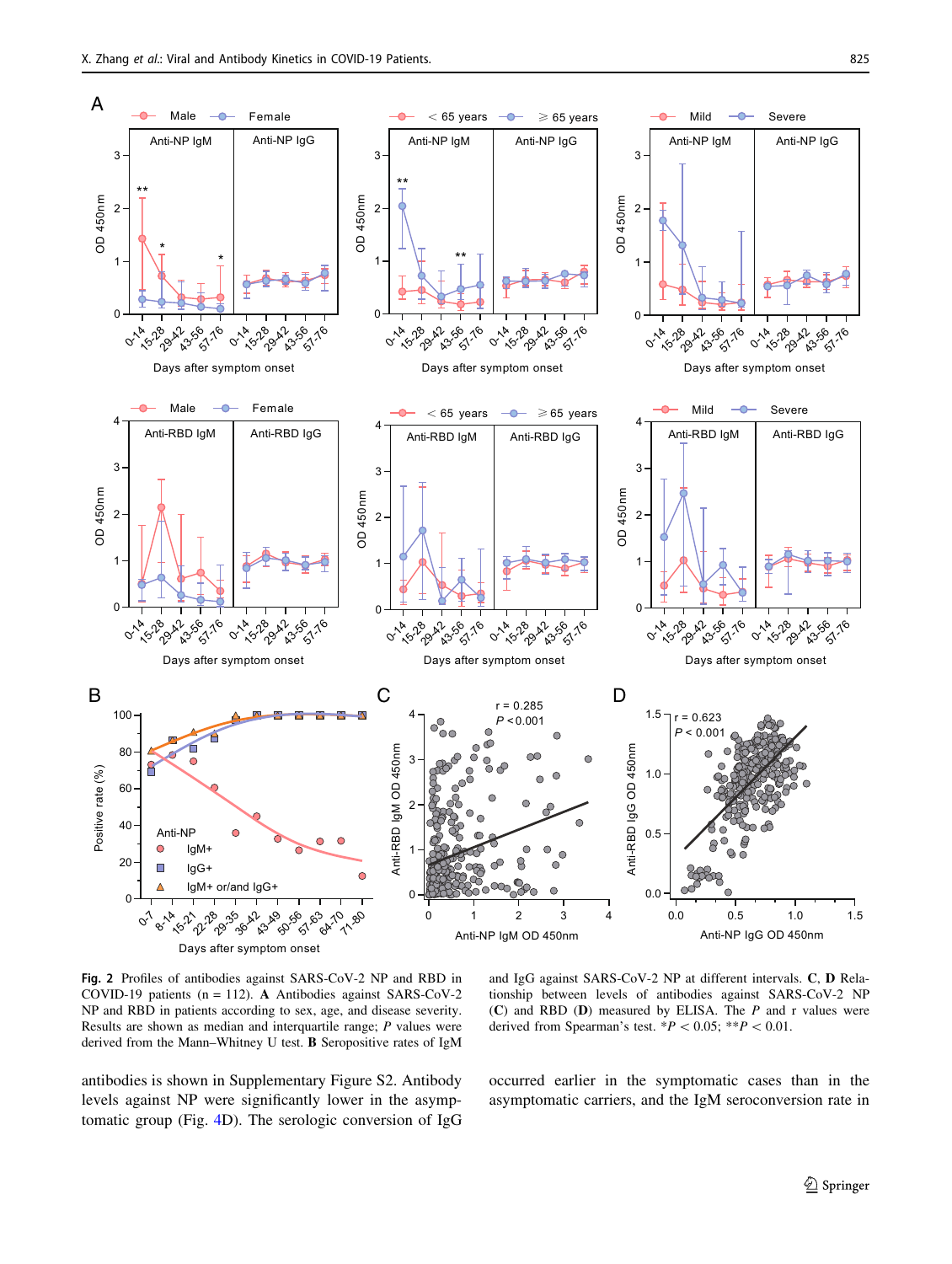**Fig. 2** Profiles of antibodies against SARS-CoV-2 NP and RBD in COVID-19 patients (n = 112). **A** Antibodies against SARS-CoV-2 NP and RBD in patients according to sex, age, and disease severity. Results are shown as median and interquartile range; *P* values were derived from the Mann–Whitney U test. **B** Seropositive rates of IgM and IgG against SARS-CoV-2 NP at different intervals. **C**, **D** Relationship between levels of antibodies against SARS-CoV-2 NP (**C**) and RBD (**D**) measured by ELISA. The *P* and r values were derived from Spearman's test. $^*P < 0.05$; $^{**}P < 0.01$.

antibodies is shown in Supplementary Figure S2. Antibody levels against NP were significantly lower in the asymptomatic group (Fig. 4D). The serologic conversion of IgG occurred earlier in the symptomatic cases than in the asymptomatic carriers, and the IgM seroconversion rate in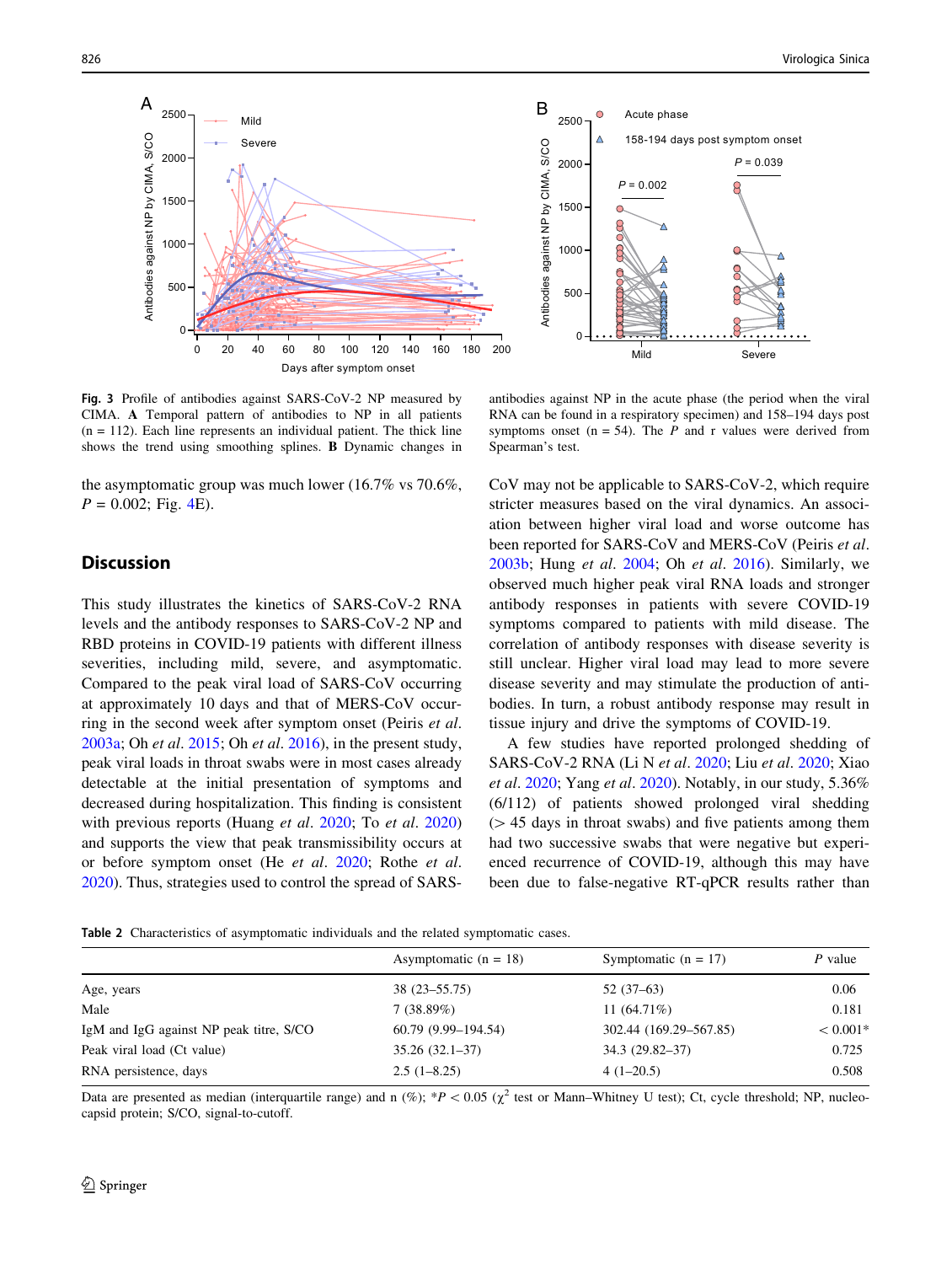**Fig. 3** Profile of antibodies against SARS-CoV-2 NP measured by CIMA. **A** Temporal pattern of antibodies to NP in all patients (n = 112). Each line represents an individual patient. The thick line shows the trend using smoothing splines. **B** Dynamic changes in antibodies against NP in the acute phase (the period when the viral RNA can be found in a respiratory specimen) and 158–194 days post symptoms onset (n = 54). The *P* and r values were derived from Spearman's test.

the asymptomatic group was much lower (16.7% vs 70.6%, *P* = 0.002; Fig. 4E).

## Discussion

This study illustrates the kinetics of SARS-CoV-2 RNA levels and the antibody responses to SARS-CoV-2 NP and RBD proteins in COVID-19 patients with different illness severities, including mild, severe, and asymptomatic. Compared to the peak viral load of SARS-CoV occurring at approximately 10 days and that of MERS-CoV occurring in the second week after symptom onset (Peiris *et al.* 2003a; Oh *et al.* 2015; Oh *et al.* 2016), in the present study, peak viral loads in throat swabs were in most cases already detectable at the initial presentation of symptoms and decreased during hospitalization. This finding is consistent with previous reports (Huang *et al.* 2020; To *et al.* 2020) and supports the view that peak transmissibility occurs at or before symptom onset (He *et al.* 2020; Rothe *et al.* 2020). Thus, strategies used to control the spread of SARS-CoV may not be applicable to SARS-CoV-2, which require stricter measures based on the viral dynamics. An association between higher viral load and worse outcome has been reported for SARS-CoV and MERS-CoV (Peiris *et al.* 2003b; Hung *et al.* 2004; Oh *et al.* 2016). Similarly, we observed much higher peak viral RNA loads and stronger antibody responses in patients with severe COVID-19 symptoms compared to patients with mild disease. The correlation of antibody responses with disease severity is still unclear. Higher viral load may lead to more severe disease severity and may stimulate the production of antibodies. In turn, a robust antibody response may result in tissue injury and drive the symptoms of COVID-19.

A few studies have reported prolonged shedding of SARS-CoV-2 RNA (Li N *et al.* 2020; Liu *et al.* 2020; Xiao *et al.* 2020; Yang *et al.* 2020). Notably, in our study, 5.36% (6/112) of patients showed prolonged viral shedding (> 45 days in throat swabs) and five patients among them had two successive swabs that were negative but experienced recurrence of COVID-19, although this may have been due to false-negative RT-qPCR results rather than

**Table 2** Characteristics of asymptomatic individuals and the related symptomatic cases.

| | Asymptomatic (n = 18) | Symptomatic (n = 17) | *P* value |
|---|---|---|---|
| Age, years | 38 (23–55.75) | 52 (37–63) | 0.06 |
| Male | 7 (38.89%) | 11 (64.71%) | 0.181 |
| IgM and IgG against NP peak titre, S/CO | 60.79 (9.99–194.54) | 302.44 (169.29–567.85) | < 0.001* |
| Peak viral load (Ct value) | 35.26 (32.1–37) | 34.3 (29.82–37) | 0.725 |
| RNA persistence, days | 2.5 (1–8.25) | 4 (1–20.5) | 0.508 |

Data are presented as median (interquartile range) and n (%); \**P* < 0.05 ($\chi^2$ test or Mann–Whitney U test); Ct, cycle threshold; NP, nucleocapsid protein; S/CO, signal-to-cutoff.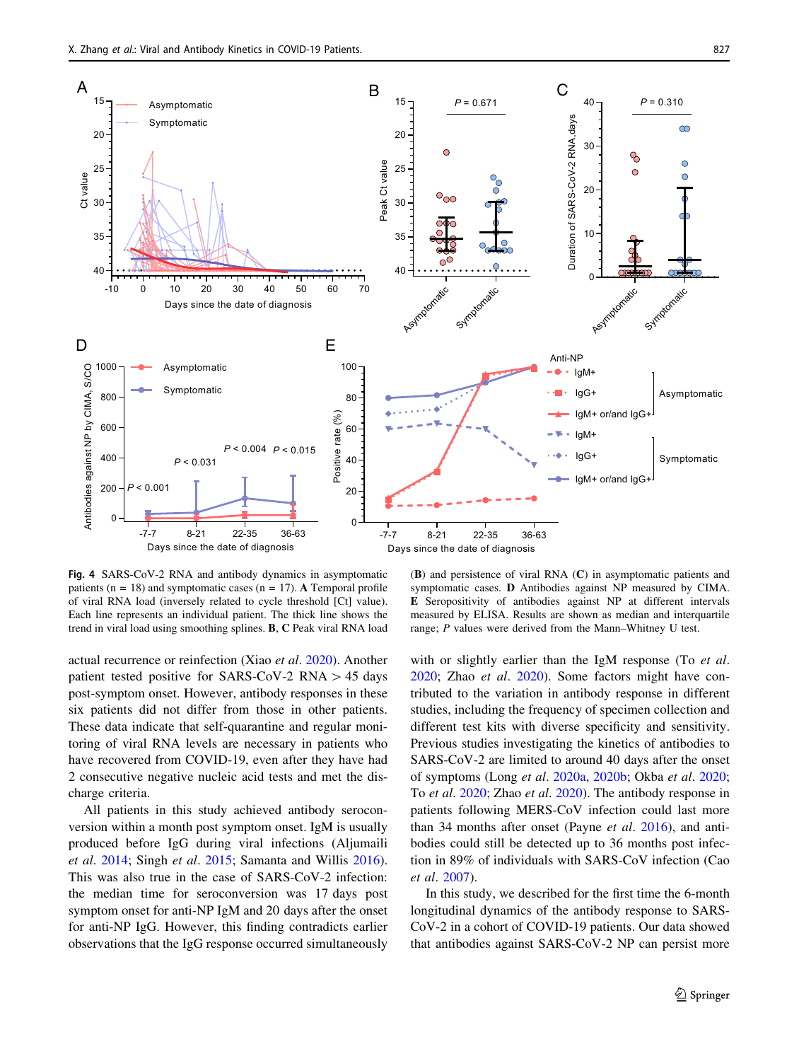**Fig. 4** SARS-CoV-2 RNA and antibody dynamics in asymptomatic patients (n = 18) and symptomatic cases (n = 17). **A** Temporal profile of viral RNA load (inversely related to cycle threshold [Ct] value). Each line represents an individual patient. The thick line shows the trend in viral load using smoothing splines. **B**, **C** Peak viral RNA load (**B**) and persistence of viral RNA (**C**) in asymptomatic patients and symptomatic cases. **D** Antibodies against NP measured by CIMA. **E** Seropositivity of antibodies against NP at different intervals measured by ELISA. Results are shown as median and interquartile range; *P* values were derived from the Mann–Whitney U test.

actual recurrence or reinfection (Xiao *et al.* 2020). Another patient tested positive for SARS-CoV-2 RNA > 45 days post-symptom onset. However, antibody responses in these six patients did not differ from those in other patients. These data indicate that self-quarantine and regular monitoring of viral RNA levels are necessary in patients who have recovered from COVID-19, even after they have had 2 consecutive negative nucleic acid tests and met the discharge criteria.

All patients in this study achieved antibody seroconversion within a month post symptom onset. IgM is usually produced before IgG during viral infections (Aljumaili *et al.* 2014; Singh *et al.* 2015; Samanta and Willis 2016). This was also true in the case of SARS-CoV-2 infection: the median time for seroconversion was 17 days post symptom onset for anti-NP IgM and 20 days after the onset for anti-NP IgG. However, this finding contradicts earlier observations that the IgG response occurred simultaneously with or slightly earlier than the IgM response (To *et al.* 2020; Zhao *et al.* 2020). Some factors might have contributed to the variation in antibody response in different studies, including the frequency of specimen collection and different test kits with diverse specificity and sensitivity. Previous studies investigating the kinetics of antibodies to SARS-CoV-2 are limited to around 40 days after the onset of symptoms (Long *et al.* 2020a, 2020b; Okba *et al.* 2020; To *et al.* 2020; Zhao *et al.* 2020). The antibody response in patients following MERS-CoV infection could last more than 34 months after onset (Payne *et al.* 2016), and antibodies could still be detected up to 36 months post infection in 89% of individuals with SARS-CoV infection (Cao *et al.* 2007).

In this study, we described for the first time the 6-month longitudinal dynamics of the antibody response to SARS-CoV-2 in a cohort of COVID-19 patients. Our data showed that antibodies against SARS-CoV-2 NP can persist more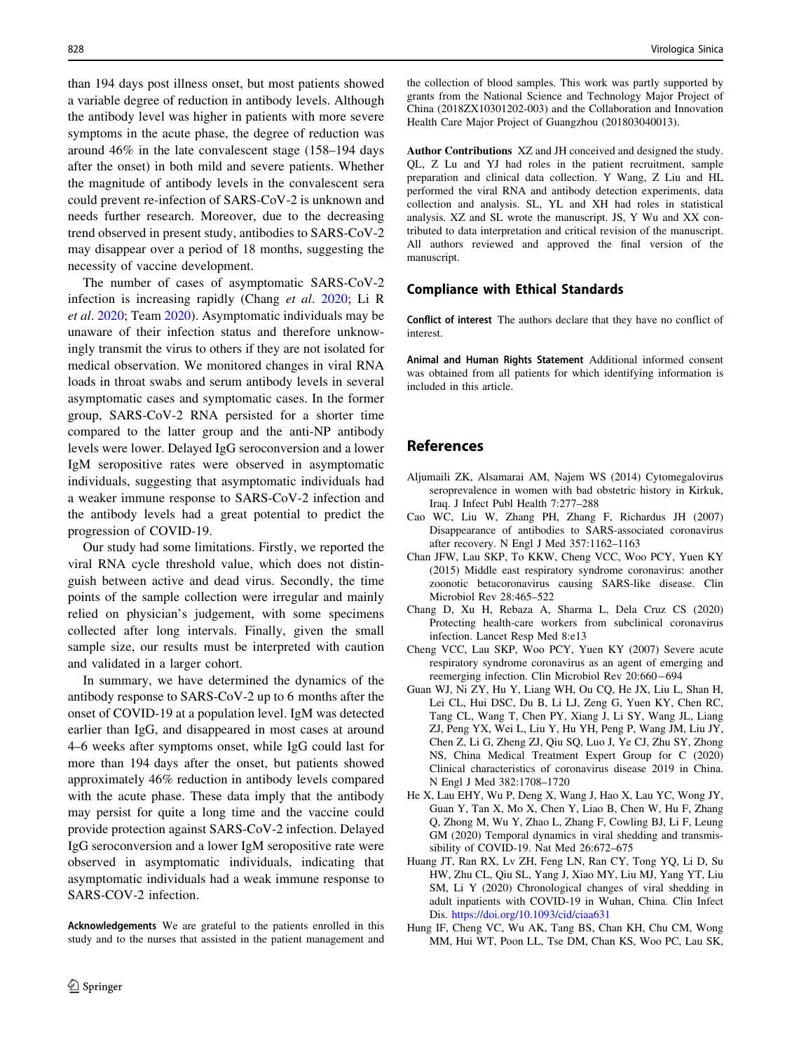than 194 days post illness onset, but most patients showed a variable degree of reduction in antibody levels. Although the antibody level was higher in patients with more severe symptoms in the acute phase, the degree of reduction was around 46% in the late convalescent stage (158–194 days after the onset) in both mild and severe patients. Whether the magnitude of antibody levels in the convalescent sera could prevent re-infection of SARS-CoV-2 is unknown and needs further research. Moreover, due to the decreasing trend observed in present study, antibodies to SARS-CoV-2 may disappear over a period of 18 months, suggesting the necessity of vaccine development.

The number of cases of asymptomatic SARS-CoV-2 infection is increasing rapidly (Chang *et al*. 2020; Li R *et al*. 2020; Team 2020). Asymptomatic individuals may be unaware of their infection status and therefore unknowingly transmit the virus to others if they are not isolated for medical observation. We monitored changes in viral RNA loads in throat swabs and serum antibody levels in several asymptomatic cases and symptomatic cases. In the former group, SARS-CoV-2 RNA persisted for a shorter time compared to the latter group and the anti-NP antibody levels were lower. Delayed IgG seroconversion and a lower IgM seropositive rates were observed in asymptomatic individuals, suggesting that asymptomatic individuals had a weaker immune response to SARS-CoV-2 infection and the antibody levels had a great potential to predict the progression of COVID-19.

Our study had some limitations. Firstly, we reported the viral RNA cycle threshold value, which does not distinguish between active and dead virus. Secondly, the time points of the sample collection were irregular and mainly relied on physician's judgement, with some specimens collected after long intervals. Finally, given the small sample size, our results must be interpreted with caution and validated in a larger cohort.

In summary, we have determined the dynamics of the antibody response to SARS-CoV-2 up to 6 months after the onset of COVID-19 at a population level. IgM was detected earlier than IgG, and disappeared in most cases at around 4–6 weeks after symptoms onset, while IgG could last for more than 194 days after the onset, but patients showed approximately 46% reduction in antibody levels compared with the acute phase. These data imply that the antibody may persist for quite a long time and the vaccine could provide protection against SARS-CoV-2 infection. Delayed IgG seroconversion and a lower IgM seropositive rate were observed in asymptomatic individuals, indicating that asymptomatic individuals had a weak immune response to SARS-COV-2 infection.

**Acknowledgements** We are grateful to the patients enrolled in this study and to the nurses that assisted in the patient management and the collection of blood samples. This work was partly supported by grants from the National Science and Technology Major Project of China (2018ZX10301202-003) and the Collaboration and Innovation Health Care Major Project of Guangzhou (201803040013).

**Author Contributions** XZ and JH conceived and designed the study. QL, Z Lu and YJ had roles in the patient recruitment, sample preparation and clinical data collection. Y Wang, Z Liu and HL performed the viral RNA and antibody detection experiments, data collection and analysis. SL, YL and XH had roles in statistical analysis. XZ and SL wrote the manuscript. JS, Y Wu and XX contributed to data interpretation and critical revision of the manuscript. All authors reviewed and approved the final version of the manuscript.

## Compliance with Ethical Standards

**Conflict of interest** The authors declare that they have no conflict of interest.

**Animal and Human Rights Statement** Additional informed consent was obtained from all patients for which identifying information is included in this article.

## References

Aljumaili ZK, Alsamarai AM, Najem WS (2014) Cytomegalovirus seroprevalence in women with bad obstetric history in Kirkuk, Iraq. J Infect Publ Health 7:277–288

Cao WC, Liu W, Zhang PH, Zhang F, Richardus JH (2007) Disappearance of antibodies to SARS-associated coronavirus after recovery. N Engl J Med 357:1162–1163

Chan JFW, Lau SKP, To KKW, Cheng VCC, Woo PCY, Yuen KY (2015) Middle east respiratory syndrome coronavirus: another zoonotic betacoronavirus causing SARS-like disease. Clin Microbiol Rev 28:465–522

Chang D, Xu H, Rebaza A, Sharma L, Dela Cruz CS (2020) Protecting health-care workers from subclinical coronavirus infection. Lancet Resp Med 8:e13

Cheng VCC, Lau SKP, Woo PCY, Yuen KY (2007) Severe acute respiratory syndrome coronavirus as an agent of emerging and reemerging infection. Clin Microbiol Rev 20:660−694

Guan WJ, Ni ZY, Hu Y, Liang WH, Ou CQ, He JX, Liu L, Shan H, Lei CL, Hui DSC, Du B, Li LJ, Zeng G, Yuen KY, Chen RC, Tang CL, Wang T, Chen PY, Xiang J, Li SY, Wang JL, Liang ZJ, Peng YX, Wei L, Liu Y, Hu YH, Peng P, Wang JM, Liu JY, Chen Z, Li G, Zheng ZJ, Qiu SQ, Luo J, Ye CJ, Zhu SY, Zhong NS, China Medical Treatment Expert Group for C (2020) Clinical characteristics of coronavirus disease 2019 in China. N Engl J Med 382:1708–1720

He X, Lau EHY, Wu P, Deng X, Wang J, Hao X, Lau YC, Wong JY, Guan Y, Tan X, Mo X, Chen Y, Liao B, Chen W, Hu F, Zhang Q, Zhong M, Wu Y, Zhao L, Zhang F, Cowling BJ, Li F, Leung GM (2020) Temporal dynamics in viral shedding and transmissibility of COVID-19. Nat Med 26:672–675

Huang JT, Ran RX, Lv ZH, Feng LN, Ran CY, Tong YQ, Li D, Su HW, Zhu CL, Qiu SL, Yang J, Xiao MY, Liu MJ, Yang YT, Liu SM, Li Y (2020) Chronological changes of viral shedding in adult inpatients with COVID-19 in Wuhan, China. Clin Infect Dis. https://doi.org/10.1093/cid/ciaa631

Hung IF, Cheng VC, Wu AK, Tang BS, Chan KH, Chu CM, Wong MM, Hui WT, Poon LL, Tse DM, Chan KS, Woo PC, Lau SK,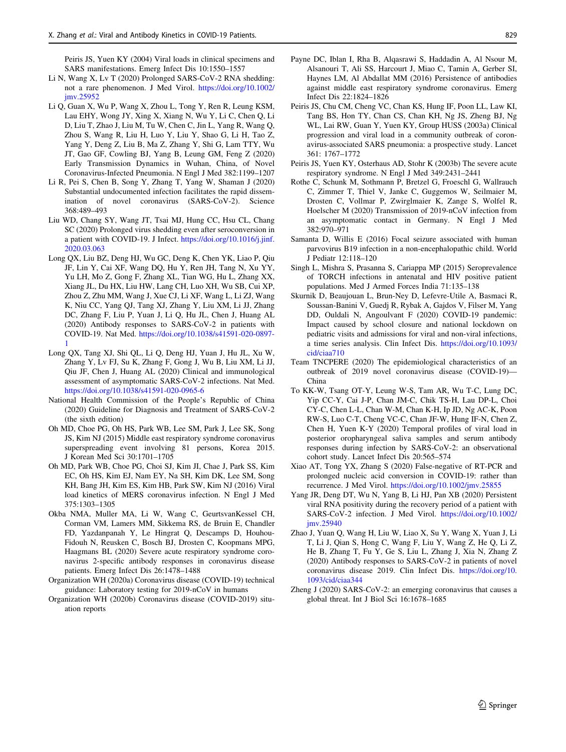Peiris JS, Yuen KY (2004) Viral loads in clinical specimens and SARS manifestations. Emerg Infect Dis 10:1550–1557

Li N, Wang X, Lv T (2020) Prolonged SARS-CoV-2 RNA shedding: not a rare phenomenon. J Med Virol. https://doi.org/10.1002/jmv.25952

Li Q, Guan X, Wu P, Wang X, Zhou L, Tong Y, Ren R, Leung KSM, Lau EHY, Wong JY, Xing X, Xiang N, Wu Y, Li C, Chen Q, Li D, Liu T, Zhao J, Liu M, Tu W, Chen C, Jin L, Yang R, Wang Q, Zhou S, Wang R, Liu H, Luo Y, Liu Y, Shao G, Li H, Tao Z, Yang Y, Deng Z, Liu B, Ma Z, Zhang Y, Shi G, Lam TTY, Wu JT, Gao GF, Cowling BJ, Yang B, Leung GM, Feng Z (2020) Early Transmission Dynamics in Wuhan, China, of Novel Coronavirus-Infected Pneumonia. N Engl J Med 382:1199–1207

Li R, Pei S, Chen B, Song Y, Zhang T, Yang W, Shaman J (2020) Substantial undocumented infection facilitates the rapid dissemination of novel coronavirus (SARS-CoV-2). Science 368:489–493

Liu WD, Chang SY, Wang JT, Tsai MJ, Hung CC, Hsu CL, Chang SC (2020) Prolonged virus shedding even after seroconversion in a patient with COVID-19. J Infect. https://doi.org/10.1016/j.jinf.2020.03.063

Long QX, Liu BZ, Deng HJ, Wu GC, Deng K, Chen YK, Liao P, Qiu JF, Lin Y, Cai XF, Wang DQ, Hu Y, Ren JH, Tang N, Xu YY, Yu LH, Mo Z, Gong F, Zhang XL, Tian WG, Hu L, Zhang XX, Xiang JL, Du HX, Liu HW, Lang CH, Luo XH, Wu SB, Cui XP, Zhou Z, Zhu MM, Wang J, Xue CJ, Li XF, Wang L, Li ZJ, Wang K, Niu CC, Yang QJ, Tang XJ, Zhang Y, Liu XM, Li JJ, Zhang DC, Zhang F, Liu P, Yuan J, Li Q, Hu JL, Chen J, Huang AL (2020) Antibody responses to SARS-CoV-2 in patients with COVID-19. Nat Med. https://doi.org/10.1038/s41591-020-0897-1

Long QX, Tang XJ, Shi QL, Li Q, Deng HJ, Yuan J, Hu JL, Xu W, Zhang Y, Lv FJ, Su K, Zhang F, Gong J, Wu B, Liu XM, Li JJ, Qiu JF, Chen J, Huang AL (2020) Clinical and immunological assessment of asymptomatic SARS-CoV-2 infections. Nat Med. https://doi.org/10.1038/s41591-020-0965-6

National Health Commission of the People's Republic of China (2020) Guideline for Diagnosis and Treatment of SARS-CoV-2 (the sixth edition)

Oh MD, Choe PG, Oh HS, Park WB, Lee SM, Park J, Lee SK, Song JS, Kim NJ (2015) Middle east respiratory syndrome coronavirus superspreading event involving 81 persons, Korea 2015. J Korean Med Sci 30:1701–1705

Oh MD, Park WB, Choe PG, Choi SJ, Kim JI, Chae J, Park SS, Kim EC, Oh HS, Kim EJ, Nam EY, Na SH, Kim DK, Lee SM, Song KH, Bang JH, Kim ES, Kim HB, Park SW, Kim NJ (2016) Viral load kinetics of MERS coronavirus infection. N Engl J Med 375:1303–1305

Okba NMA, Muller MA, Li W, Wang C, GeurtsvanKessel CH, Corman VM, Lamers MM, Sikkema RS, de Bruin E, Chandler FD, Yazdanpanah Y, Le Hingrat Q, Descamps D, Houhou-Fidouh N, Reusken C, Bosch BJ, Drosten C, Koopmans MPG, Haagmans BL (2020) Severe acute respiratory syndrome coronavirus 2-specific antibody responses in coronavirus disease patients. Emerg Infect Dis 26:1478–1488

Organization WH (2020a) Coronavirus disease (COVID-19) technical guidance: Laboratory testing for 2019-nCoV in humans

Organization WH (2020b) Coronavirus disease (COVID-2019) situation reports

Payne DC, Iblan I, Rha B, Alqasrawi S, Haddadin A, Al Nsour M, Alsanouri T, Ali SS, Harcourt J, Miao C, Tamin A, Gerber SI, Haynes LM, Al Abdallat MM (2016) Persistence of antibodies against middle east respiratory syndrome coronavirus. Emerg Infect Dis 22:1824–1826

Peiris JS, Chu CM, Cheng VC, Chan KS, Hung IF, Poon LL, Law KI, Tang BS, Hon TY, Chan CS, Chan KH, Ng JS, Zheng BJ, Ng WL, Lai RW, Guan Y, Yuen KY, Group HUSS (2003a) Clinical progression and viral load in a community outbreak of coronavirus-associated SARS pneumonia: a prospective study. Lancet 361: 1767–1772

Peiris JS, Yuen KY, Osterhaus AD, Stohr K (2003b) The severe acute respiratory syndrome. N Engl J Med 349:2431–2441

Rothe C, Schunk M, Sothmann P, Bretzel G, Froeschl G, Wallrauch C, Zimmer T, Thiel V, Janke C, Guggemos W, Seilmaier M, Drosten C, Vollmar P, Zwirglmaier K, Zange S, Wolfel R, Hoelscher M (2020) Transmission of 2019-nCoV infection from an asymptomatic contact in Germany. N Engl J Med 382:970–971

Samanta D, Willis E (2016) Focal seizure associated with human parvovirus B19 infection in a non-encephalopathic child. World J Pediatr 12:118–120

Singh L, Mishra S, Prasanna S, Cariappa MP (2015) Seroprevalence of TORCH infections in antenatal and HIV positive patient populations. Med J Armed Forces India 71:135–138

Skurnik D, Beaujouan L, Brun-Ney D, Lefevre-Utile A, Basmaci R, Soussan-Banini V, Guedj R, Rybak A, Gajdos V, Filser M, Yang DD, Ouldali N, Angoulvant F (2020) COVID-19 pandemic: Impact caused by school closure and national lockdown on pediatric visits and admissions for viral and non-viral infections, a time series analysis. Clin Infect Dis. https://doi.org/10.1093/cid/ciaa710

Team TNCPERE (2020) The epidemiological characteristics of an outbreak of 2019 novel coronavirus disease (COVID-19)—China

To KK-W, Tsang OT-Y, Leung W-S, Tam AR, Wu T-C, Lung DC, Yip CC-Y, Cai J-P, Chan JM-C, Chik TS-H, Lau DP-L, Choi CY-C, Chen L-L, Chan W-M, Chan K-H, Ip JD, Ng AC-K, Poon RW-S, Luo C-T, Cheng VC-C, Chan JF-W, Hung IF-N, Chen Z, Chen H, Yuen K-Y (2020) Temporal profiles of viral load in posterior oropharyngeal saliva samples and serum antibody responses during infection by SARS-CoV-2: an observational cohort study. Lancet Infect Dis 20:565–574

Xiao AT, Tong YX, Zhang S (2020) False-negative of RT-PCR and prolonged nucleic acid conversion in COVID-19: rather than recurrence. J Med Virol. https://doi.org/10.1002/jmv.25855

Yang JR, Deng DT, Wu N, Yang B, Li HJ, Pan XB (2020) Persistent viral RNA positivity during the recovery period of a patient with SARS-CoV-2 infection. J Med Virol. https://doi.org/10.1002/jmv.25940

Zhao J, Yuan Q, Wang H, Liu W, Liao X, Su Y, Wang X, Yuan J, Li T, Li J, Qian S, Hong C, Wang F, Liu Y, Wang Z, He Q, Li Z, He B, Zhang T, Fu Y, Ge S, Liu L, Zhang J, Xia N, Zhang Z (2020) Antibody responses to SARS-CoV-2 in patients of novel coronavirus disease 2019. Clin Infect Dis. https://doi.org/10.1093/cid/ciaa344

Zheng J (2020) SARS-CoV-2: an emerging coronavirus that causes a global threat. Int J Biol Sci 16:1678–1685